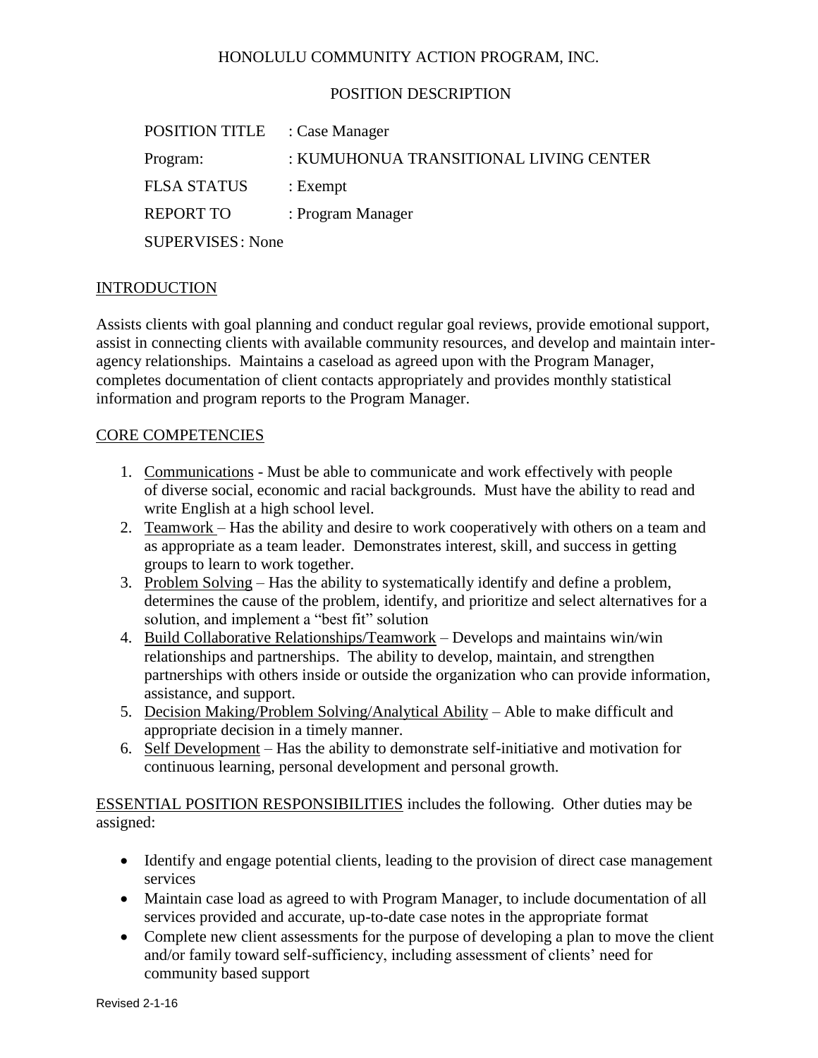HONOLULU COMMUNITY ACTION PROGRAM, INC.

POSITION DESCRIPTION

POSITION TITLE : Case Manager

Program: : KUMUHONUA TRANSITIONAL LIVING CENTER

FLSA STATUS : Exempt

REPORT TO : Program Manager

SUPERVISES : None

## INTRODUCTION

Assists clients with goal planning and conduct regular goal reviews, provide emotional support, assist in connecting clients with available community resources, and develop and maintain inter-agency relationships. Maintains a caseload as agreed upon with the Program Manager, completes documentation of client contacts appropriately and provides monthly statistical information and program reports to the Program Manager.

## CORE COMPETENCIES

1. Communications - Must be able to communicate and work effectively with people of diverse social, economic and racial backgrounds. Must have the ability to read and write English at a high school level.
2. Teamwork – Has the ability and desire to work cooperatively with others on a team and as appropriate as a team leader. Demonstrates interest, skill, and success in getting groups to learn to work together.
3. Problem Solving – Has the ability to systematically identify and define a problem, determines the cause of the problem, identify, and prioritize and select alternatives for a solution, and implement a "best fit" solution
4. Build Collaborative Relationships/Teamwork – Develops and maintains win/win relationships and partnerships. The ability to develop, maintain, and strengthen partnerships with others inside or outside the organization who can provide information, assistance, and support.
5. Decision Making/Problem Solving/Analytical Ability – Able to make difficult and appropriate decision in a timely manner.
6. Self Development – Has the ability to demonstrate self-initiative and motivation for continuous learning, personal development and personal growth.

ESSENTIAL POSITION RESPONSIBILITIES includes the following. Other duties may be assigned:

- Identify and engage potential clients, leading to the provision of direct case management services
- Maintain case load as agreed to with Program Manager, to include documentation of all services provided and accurate, up-to-date case notes in the appropriate format
- Complete new client assessments for the purpose of developing a plan to move the client and/or family toward self-sufficiency, including assessment of clients' need for community based support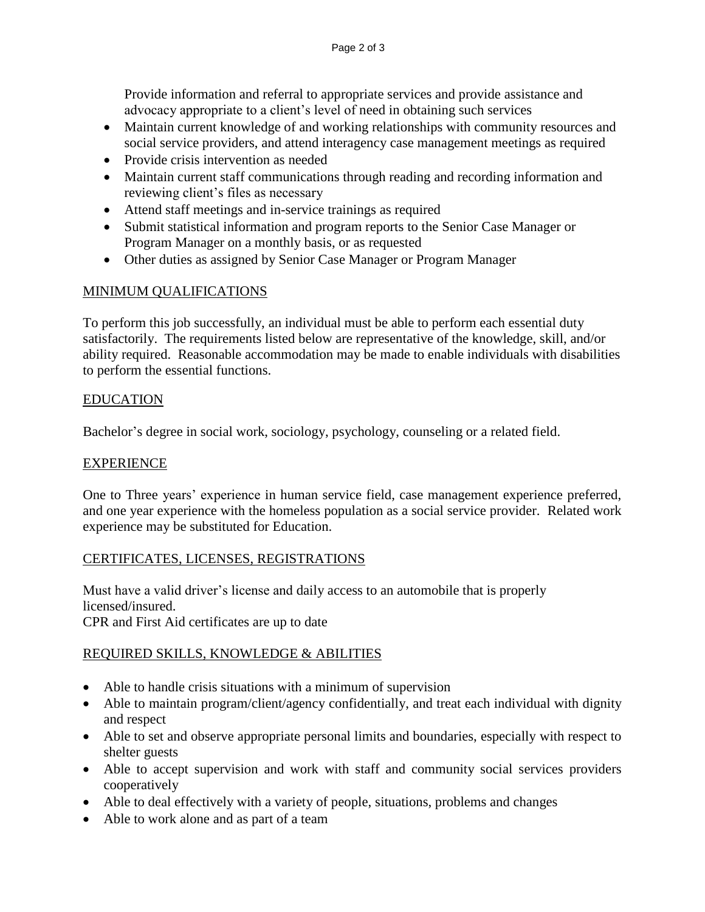Provide information and referral to appropriate services and provide assistance and advocacy appropriate to a client's level of need in obtaining such services

- Maintain current knowledge of and working relationships with community resources and social service providers, and attend interagency case management meetings as required
- Provide crisis intervention as needed
- Maintain current staff communications through reading and recording information and reviewing client's files as necessary
- Attend staff meetings and in-service trainings as required
- Submit statistical information and program reports to the Senior Case Manager or Program Manager on a monthly basis, or as requested
- Other duties as assigned by Senior Case Manager or Program Manager

## MINIMUM QUALIFICATIONS

To perform this job successfully, an individual must be able to perform each essential duty satisfactorily. The requirements listed below are representative of the knowledge, skill, and/or ability required. Reasonable accommodation may be made to enable individuals with disabilities to perform the essential functions.

## EDUCATION

Bachelor's degree in social work, sociology, psychology, counseling or a related field.

## EXPERIENCE

One to Three years' experience in human service field, case management experience preferred, and one year experience with the homeless population as a social service provider. Related work experience may be substituted for Education.

## CERTIFICATES, LICENSES, REGISTRATIONS

Must have a valid driver's license and daily access to an automobile that is properly licensed/insured.
CPR and First Aid certificates are up to date

## REQUIRED SKILLS, KNOWLEDGE & ABILITIES

- Able to handle crisis situations with a minimum of supervision
- Able to maintain program/client/agency confidentially, and treat each individual with dignity and respect
- Able to set and observe appropriate personal limits and boundaries, especially with respect to shelter guests
- Able to accept supervision and work with staff and community social services providers cooperatively
- Able to deal effectively with a variety of people, situations, problems and changes
- Able to work alone and as part of a team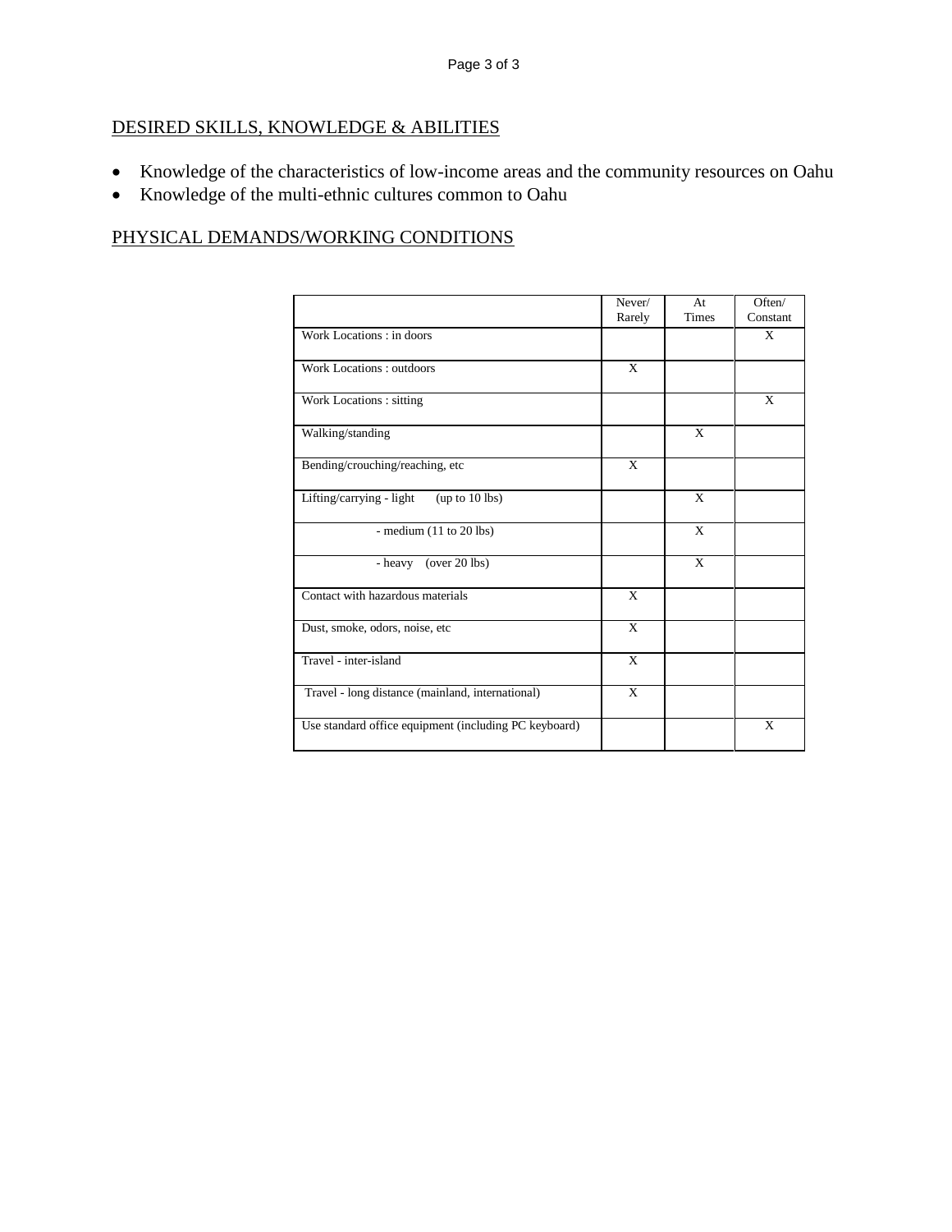## DESIRED SKILLS, KNOWLEDGE & ABILITIES

- Knowledge of the characteristics of low-income areas and the community resources on Oahu
- Knowledge of the multi-ethnic cultures common to Oahu

## PHYSICAL DEMANDS/WORKING CONDITIONS

| | Never/ Rarely | At Times | Often/ Constant |
|---|---|---|---|
| Work Locations : in doors | | | X |
| Work Locations : outdoors | X | | |
| Work Locations : sitting | | | X |
| Walking/standing | | X | |
| Bending/crouching/reaching, etc | X | | |
| Lifting/carrying - light (up to 10 lbs) | | X | |
| - medium (11 to 20 lbs) | | X | |
| - heavy (over 20 lbs) | | X | |
| Contact with hazardous materials | X | | |
| Dust, smoke, odors, noise, etc | X | | |
| Travel - inter-island | X | | |
| Travel - long distance (mainland, international) | X | | |
| Use standard office equipment (including PC keyboard) | | | X |